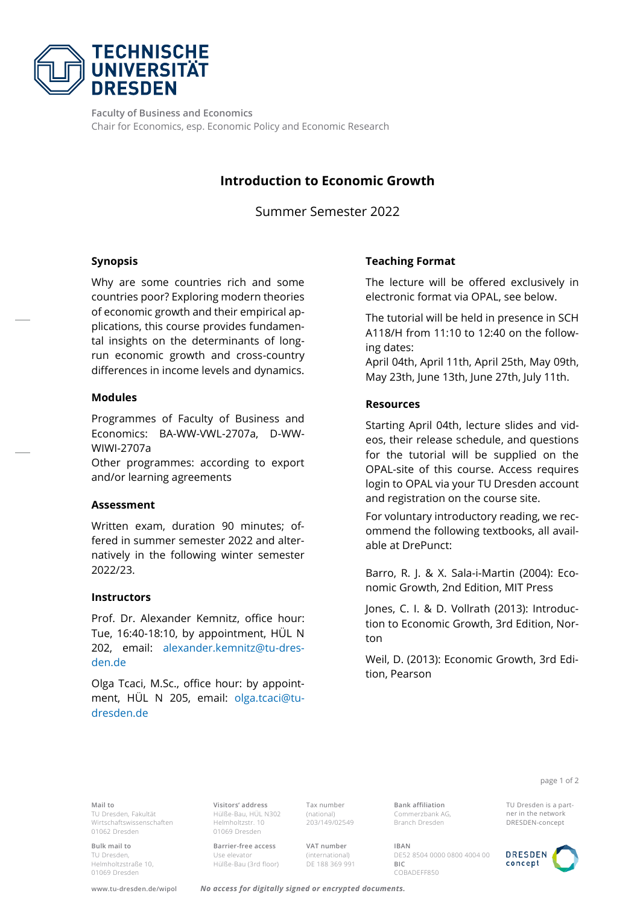TECHNISCHE UNIVERSITÄT DRESDEN

Faculty of Business and Economics
Chair for Economics, esp. Economic Policy and Economic Research

# Introduction to Economic Growth

Summer Semester 2022

## Synopsis

Why are some countries rich and some countries poor? Exploring modern theories of economic growth and their empirical applications, this course provides fundamental insights on the determinants of long-run economic growth and cross-country differences in income levels and dynamics.

## Modules

Programmes of Faculty of Business and Economics: BA-WW-VWL-2707a, D-WW-WIWI-2707a
Other programmes: according to export and/or learning agreements

## Assessment

Written exam, duration 90 minutes; offered in summer semester 2022 and alternatively in the following winter semester 2022/23.

## Instructors

Prof. Dr. Alexander Kemnitz, office hour: Tue, 16:40-18:10, by appointment, HÜL N 202, email: alexander.kemnitz@tu-dresden.de

Olga Tcaci, M.Sc., office hour: by appointment, HÜL N 205, email: olga.tcaci@tu-dresden.de

## Teaching Format

The lecture will be offered exclusively in electronic format via OPAL, see below.

The tutorial will be held in presence in SCH A118/H from 11:10 to 12:40 on the following dates:
April 04th, April 11th, April 25th, May 09th, May 23th, June 13th, June 27th, July 11th.

## Resources

Starting April 04th, lecture slides and videos, their release schedule, and questions for the tutorial will be supplied on the OPAL-site of this course. Access requires login to OPAL via your TU Dresden account and registration on the course site.

For voluntary introductory reading, we recommend the following textbooks, all available at DrePunct:

Barro, R. J. & X. Sala-i-Martin (2004): Economic Growth, 2nd Edition, MIT Press

Jones, C. I. & D. Vollrath (2013): Introduction to Economic Growth, 3rd Edition, Norton

Weil, D. (2013): Economic Growth, 3rd Edition, Pearson

**Mail to**
TU Dresden, Fakultät Wirtschaftswissenschaften
01062 Dresden

**Bulk mail to**
TU Dresden,
Helmholtzstraße 10,
01069 Dresden

**Visitors' address**
Hülße-Bau, HÜL N302
Helmholtzstr. 10
01069 Dresden

**Barrier-free access**
Use elevator
Hülße-Bau (3rd floor)

Tax number (national)
203/149/02549

**VAT number** (international)
DE 188 369 991

**Bank affiliation**
Commerzbank AG, Branch Dresden

**IBAN**
DE52 8504 0000 0800 4004 00
**BIC**
COBADEFF850

TU Dresden is a partner in the network DRESDEN-concept

www.tu-dresden.de/wipol

*No access for digitally signed or encrypted documents.*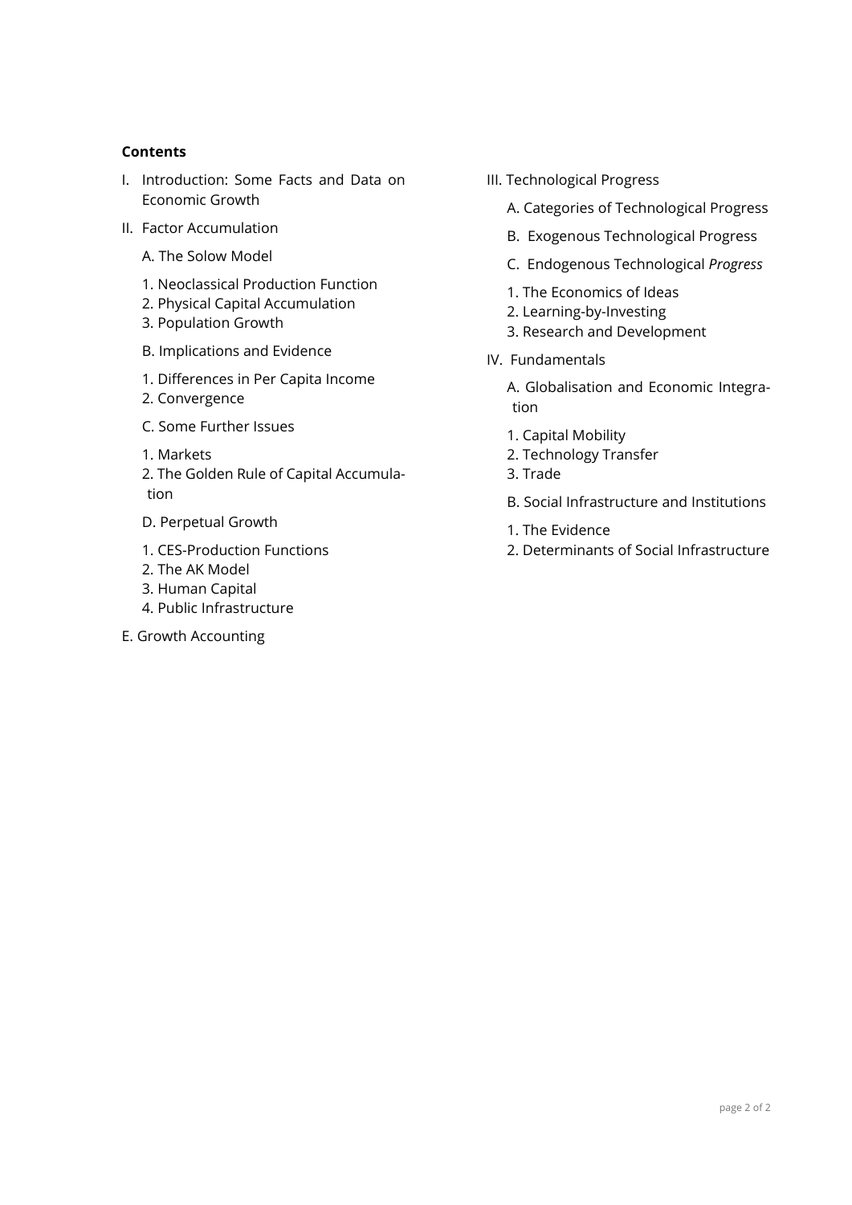**Contents**

I. Introduction: Some Facts and Data on Economic Growth

II. Factor Accumulation

A. The Solow Model

1. Neoclassical Production Function
2. Physical Capital Accumulation
3. Population Growth

B. Implications and Evidence

1. Differences in Per Capita Income
2. Convergence

C. Some Further Issues

1. Markets
2. The Golden Rule of Capital Accumulation

D. Perpetual Growth

1. CES-Production Functions
2. The AK Model
3. Human Capital
4. Public Infrastructure

E. Growth Accounting

III. Technological Progress

A. Categories of Technological Progress

B. Exogenous Technological Progress

C. Endogenous Technological *Progress*

1. The Economics of Ideas
2. Learning-by-Investing
3. Research and Development

IV. Fundamentals

A. Globalisation and Economic Integration

1. Capital Mobility
2. Technology Transfer
3. Trade

B. Social Infrastructure and Institutions

1. The Evidence
2. Determinants of Social Infrastructure